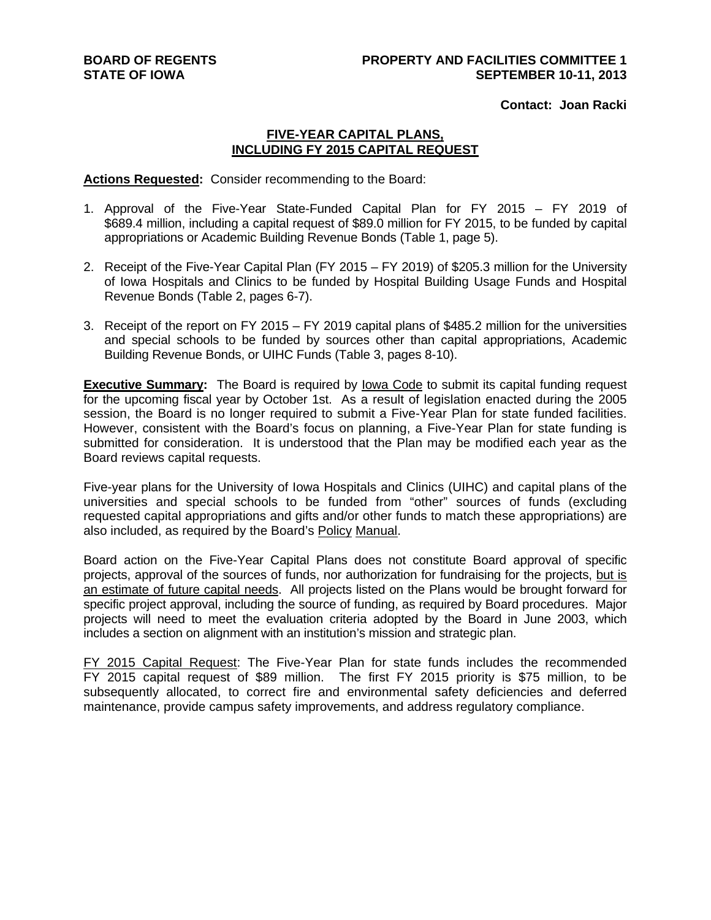**BOARD OF REGENTS**
**STATE OF IOWA**

**PROPERTY AND FACILITIES COMMITTEE 1**
**SEPTEMBER 10-11, 2013**

**Contact: Joan Racki**

# FIVE-YEAR CAPITAL PLANS, INCLUDING FY 2015 CAPITAL REQUEST

**Actions Requested:** Consider recommending to the Board:

1. Approval of the Five-Year State-Funded Capital Plan for FY 2015 – FY 2019 of $689.4 million, including a capital request of $89.0 million for FY 2015, to be funded by capital appropriations or Academic Building Revenue Bonds (Table 1, page 5).

2. Receipt of the Five-Year Capital Plan (FY 2015 – FY 2019) of $205.3 million for the University of Iowa Hospitals and Clinics to be funded by Hospital Building Usage Funds and Hospital Revenue Bonds (Table 2, pages 6-7).

3. Receipt of the report on FY 2015 – FY 2019 capital plans of $485.2 million for the universities and special schools to be funded by sources other than capital appropriations, Academic Building Revenue Bonds, or UIHC Funds (Table 3, pages 8-10).

**Executive Summary:** The Board is required by Iowa Code to submit its capital funding request for the upcoming fiscal year by October 1st. As a result of legislation enacted during the 2005 session, the Board is no longer required to submit a Five-Year Plan for state funded facilities. However, consistent with the Board's focus on planning, a Five-Year Plan for state funding is submitted for consideration. It is understood that the Plan may be modified each year as the Board reviews capital requests.

Five-year plans for the University of Iowa Hospitals and Clinics (UIHC) and capital plans of the universities and special schools to be funded from "other" sources of funds (excluding requested capital appropriations and gifts and/or other funds to match these appropriations) are also included, as required by the Board's Policy Manual.

Board action on the Five-Year Capital Plans does not constitute Board approval of specific projects, approval of the sources of funds, nor authorization for fundraising for the projects, but is an estimate of future capital needs. All projects listed on the Plans would be brought forward for specific project approval, including the source of funding, as required by Board procedures. Major projects will need to meet the evaluation criteria adopted by the Board in June 2003, which includes a section on alignment with an institution's mission and strategic plan.

FY 2015 Capital Request: The Five-Year Plan for state funds includes the recommended FY 2015 capital request of $89 million. The first FY 2015 priority is $75 million, to be subsequently allocated, to correct fire and environmental safety deficiencies and deferred maintenance, provide campus safety improvements, and address regulatory compliance.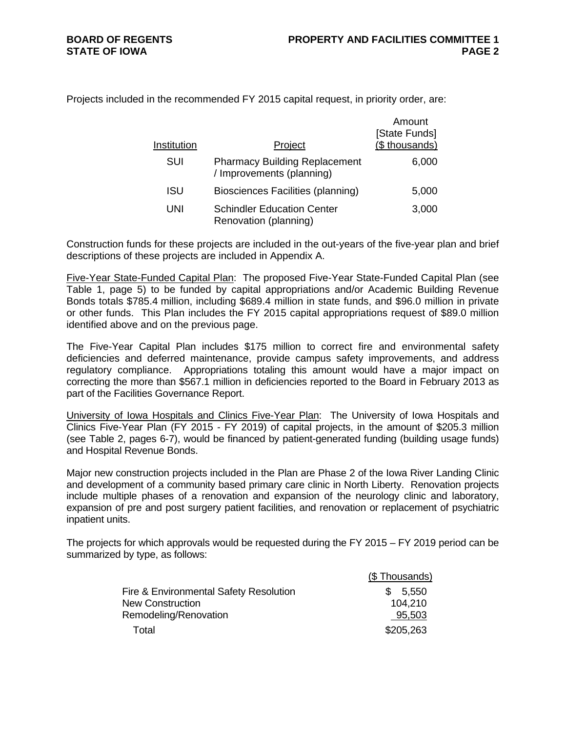Projects included in the recommended FY 2015 capital request, in priority order, are:

| Institution | Project | Amount [State Funds] ($ thousands) |
|---|---|---|
| SUI | Pharmacy Building Replacement / Improvements (planning) | 6,000 |
| ISU | Biosciences Facilities (planning) | 5,000 |
| UNI | Schindler Education Center Renovation (planning) | 3,000 |

Construction funds for these projects are included in the out-years of the five-year plan and brief descriptions of these projects are included in Appendix A.

Five-Year State-Funded Capital Plan: The proposed Five-Year State-Funded Capital Plan (see Table 1, page 5) to be funded by capital appropriations and/or Academic Building Revenue Bonds totals $785.4 million, including $689.4 million in state funds, and $96.0 million in private or other funds. This Plan includes the FY 2015 capital appropriations request of $89.0 million identified above and on the previous page.

The Five-Year Capital Plan includes $175 million to correct fire and environmental safety deficiencies and deferred maintenance, provide campus safety improvements, and address regulatory compliance. Appropriations totaling this amount would have a major impact on correcting the more than $567.1 million in deficiencies reported to the Board in February 2013 as part of the Facilities Governance Report.

University of Iowa Hospitals and Clinics Five-Year Plan: The University of Iowa Hospitals and Clinics Five-Year Plan (FY 2015 - FY 2019) of capital projects, in the amount of $205.3 million (see Table 2, pages 6-7), would be financed by patient-generated funding (building usage funds) and Hospital Revenue Bonds.

Major new construction projects included in the Plan are Phase 2 of the Iowa River Landing Clinic and development of a community based primary care clinic in North Liberty. Renovation projects include multiple phases of a renovation and expansion of the neurology clinic and laboratory, expansion of pre and post surgery patient facilities, and renovation or replacement of psychiatric inpatient units.

The projects for which approvals would be requested during the FY 2015 – FY 2019 period can be summarized by type, as follows:

| | ($ Thousands) |
|---|---|
| Fire & Environmental Safety Resolution | $ 5,550 |
| New Construction | 104,210 |
| Remodeling/Renovation | 95,503 |
| Total | $205,263 |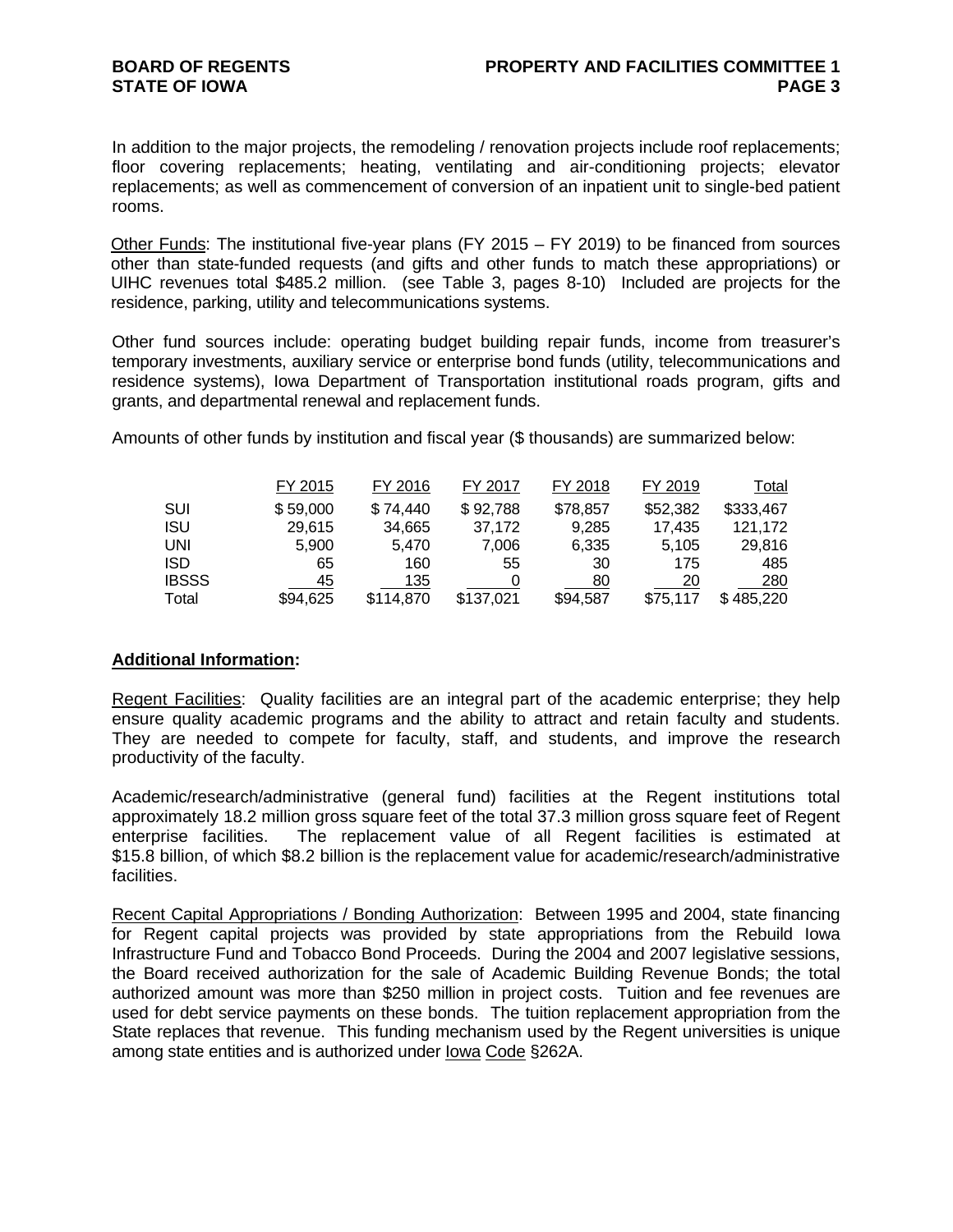In addition to the major projects, the remodeling / renovation projects include roof replacements; floor covering replacements; heating, ventilating and air-conditioning projects; elevator replacements; as well as commencement of conversion of an inpatient unit to single-bed patient rooms.

Other Funds: The institutional five-year plans (FY 2015 – FY 2019) to be financed from sources other than state-funded requests (and gifts and other funds to match these appropriations) or UIHC revenues total $485.2 million. (see Table 3, pages 8-10) Included are projects for the residence, parking, utility and telecommunications systems.

Other fund sources include: operating budget building repair funds, income from treasurer's temporary investments, auxiliary service or enterprise bond funds (utility, telecommunications and residence systems), Iowa Department of Transportation institutional roads program, gifts and grants, and departmental renewal and replacement funds.

Amounts of other funds by institution and fiscal year ($ thousands) are summarized below:

| | FY 2015 | FY 2016 | FY 2017 | FY 2018 | FY 2019 | Total |
|---|---|---|---|---|---|---|
| SUI | $ 59,000 | $ 74,440 | $ 92,788 | $78,857 | $52,382 | $333,467 |
| ISU | 29,615 | 34,665 | 37,172 | 9,285 | 17,435 | 121,172 |
| UNI | 5,900 | 5,470 | 7,006 | 6,335 | 5,105 | 29,816 |
| ISD | 65 | 160 | 55 | 30 | 175 | 485 |
| IBSSS | 45 | 135 | 0 | 80 | 20 | 280 |
| Total | $94,625 | $114,870 | $137,021 | $94,587 | $75,117 | $ 485,220 |

**Additional Information:**

Regent Facilities: Quality facilities are an integral part of the academic enterprise; they help ensure quality academic programs and the ability to attract and retain faculty and students. They are needed to compete for faculty, staff, and students, and improve the research productivity of the faculty.

Academic/research/administrative (general fund) facilities at the Regent institutions total approximately 18.2 million gross square feet of the total 37.3 million gross square feet of Regent enterprise facilities. The replacement value of all Regent facilities is estimated at $15.8 billion, of which $8.2 billion is the replacement value for academic/research/administrative facilities.

Recent Capital Appropriations / Bonding Authorization: Between 1995 and 2004, state financing for Regent capital projects was provided by state appropriations from the Rebuild Iowa Infrastructure Fund and Tobacco Bond Proceeds. During the 2004 and 2007 legislative sessions, the Board received authorization for the sale of Academic Building Revenue Bonds; the total authorized amount was more than $250 million in project costs. Tuition and fee revenues are used for debt service payments on these bonds. The tuition replacement appropriation from the State replaces that revenue. This funding mechanism used by the Regent universities is unique among state entities and is authorized under Iowa Code §262A.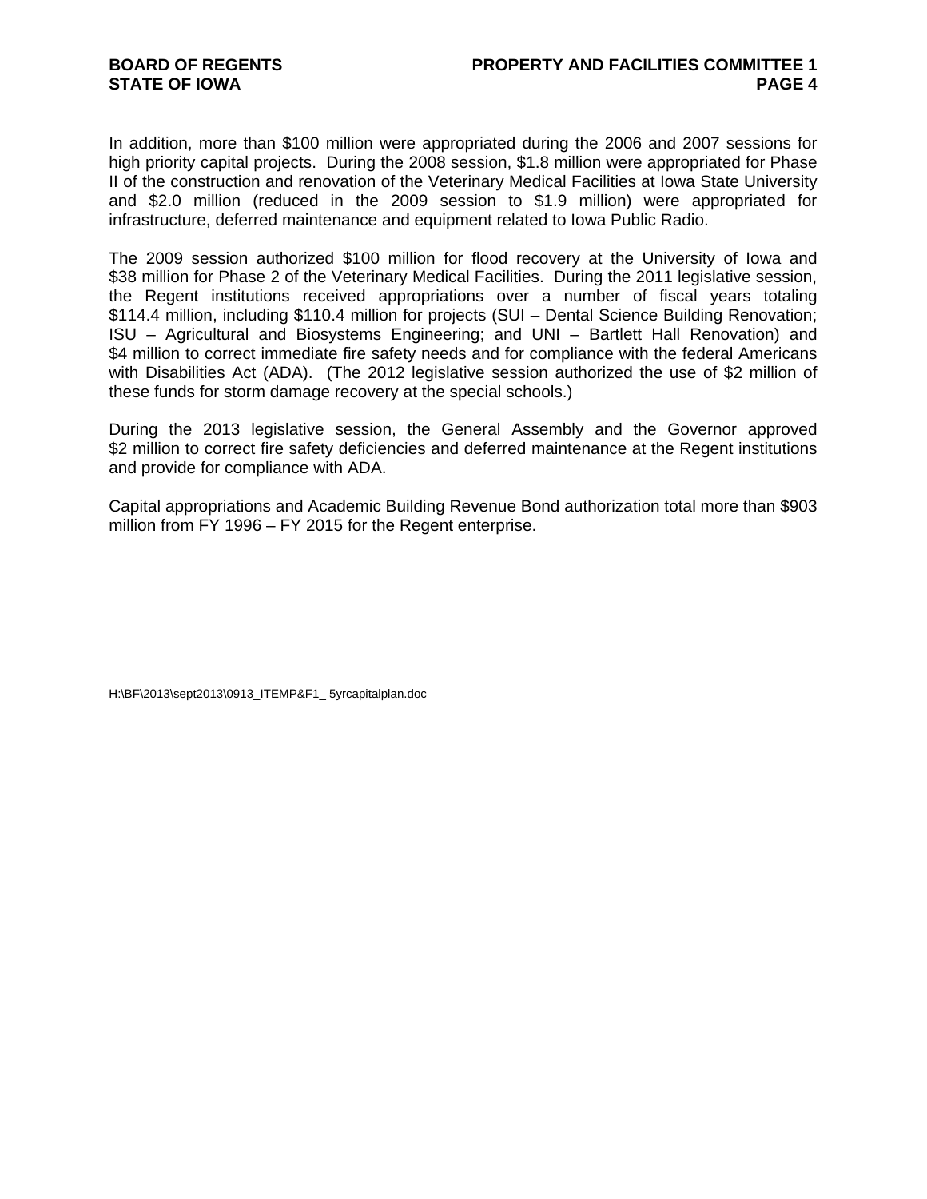In addition, more than $100 million were appropriated during the 2006 and 2007 sessions for high priority capital projects. During the 2008 session, $1.8 million were appropriated for Phase II of the construction and renovation of the Veterinary Medical Facilities at Iowa State University and $2.0 million (reduced in the 2009 session to $1.9 million) were appropriated for infrastructure, deferred maintenance and equipment related to Iowa Public Radio.

The 2009 session authorized $100 million for flood recovery at the University of Iowa and $38 million for Phase 2 of the Veterinary Medical Facilities. During the 2011 legislative session, the Regent institutions received appropriations over a number of fiscal years totaling $114.4 million, including $110.4 million for projects (SUI – Dental Science Building Renovation; ISU – Agricultural and Biosystems Engineering; and UNI – Bartlett Hall Renovation) and $4 million to correct immediate fire safety needs and for compliance with the federal Americans with Disabilities Act (ADA). (The 2012 legislative session authorized the use of $2 million of these funds for storm damage recovery at the special schools.)

During the 2013 legislative session, the General Assembly and the Governor approved $2 million to correct fire safety deficiencies and deferred maintenance at the Regent institutions and provide for compliance with ADA.

Capital appropriations and Academic Building Revenue Bond authorization total more than $903 million from FY 1996 – FY 2015 for the Regent enterprise.

H:\BF\2013\sept2013\0913_ITEMP&F1_ 5yrcapitalplan.doc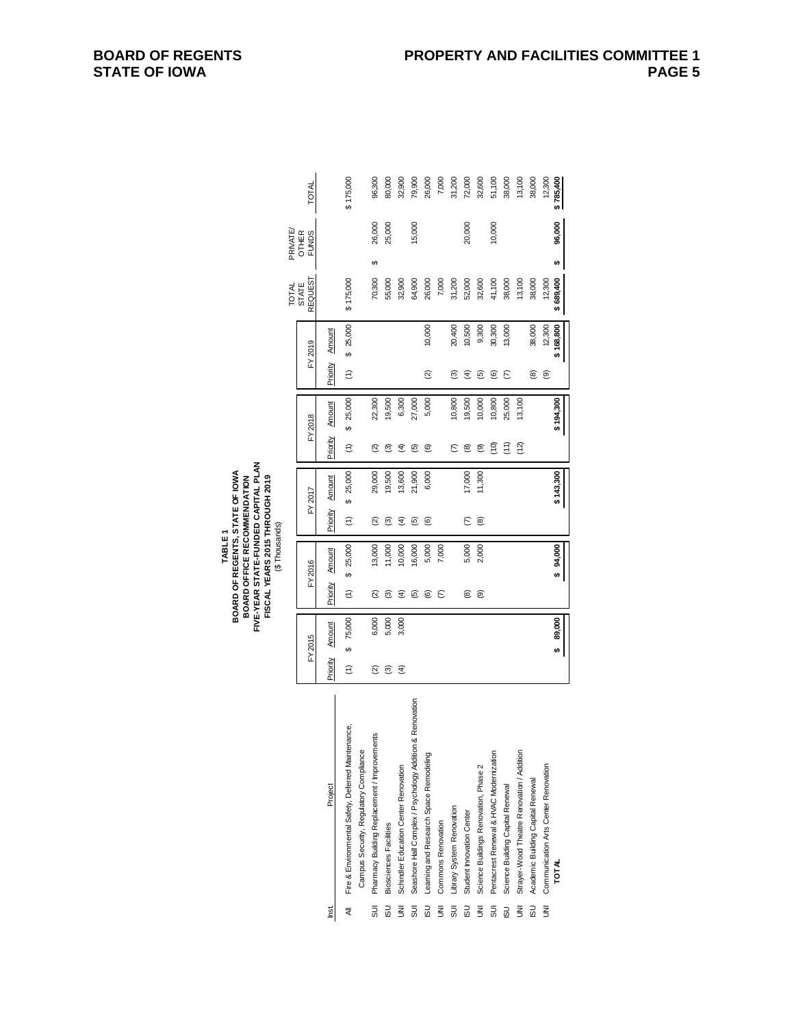**TABLE 1**
**BOARD OF REGENTS, STATE OF IOWA**
**BOARD OFFICE RECOMMENDATION**
**FIVE-YEAR STATE-FUNDED CAPITAL PLAN**
**FISCAL YEARS 2015 THROUGH 2019**
($ Thousands)

| Inst. | Project | FY 2015 Priority | FY 2015 Amount | FY 2016 Priority | FY 2016 Amount | FY 2017 Priority | FY 2017 Amount | FY 2018 Priority | FY 2018 Amount | FY 2019 Priority | FY 2019 Amount | TOTAL STATE REQUEST | PRIVATE/ OTHER FUNDS | TOTAL |
|---|---|---|---|---|---|---|---|---|---|---|---|---|---|---|
| All | Fire & Environmental Safety, Deferred Maintenance, Campus Security, Regulatory Compliance | (1) | $ 75,000 | (1) | $ 25,000 | (1) | $ 25,000 | (1) | $ 25,000 | (1) | $ 25,000 | $ 175,000 | | $ 175,000 |
| SUI | Pharmacy Building Replacement / Improvements | (2) | 6,000 | (2) | 13,000 | (2) | 29,000 | (2) | 22,300 | | | 70,300 | $ 26,000 | 96,300 |
| ISU | Biosciences Facilities | (3) | 5,000 | (3) | 11,000 | (3) | 19,500 | (3) | 19,500 | | | 55,000 | 25,000 | 80,000 |
| UNI | Schindler Education Center Renovation | (4) | 3,000 | (4) | 10,000 | (4) | 13,600 | (4) | 6,300 | | | 32,900 | | 32,900 |
| SUI | Seashore Hall Complex / Psychology Addition & Renovation | | | (5) | 16,000 | (5) | 21,900 | (5) | 27,000 | | | 64,900 | 15,000 | 79,900 |
| ISU | Learning and Research Space Remodeling | | | (6) | 5,000 | (6) | 6,000 | (6) | 5,000 | (2) | 10,000 | 26,000 | | 26,000 |
| UNI | Commons Renovation | | | (7) | 7,000 | | | | | | | 7,000 | | 7,000 |
| SUI | Library System Renovation | | | | | | | (7) | 10,800 | (3) | 20,400 | 31,200 | | 31,200 |
| ISU | Student Innovation Center | | | (8) | 5,000 | (7) | 17,000 | (8) | 19,500 | (4) | 10,500 | 52,000 | 20,000 | 72,000 |
| UNI | Science Buildings Renovation, Phase 2 | | | (9) | 2,000 | (8) | 11,300 | (9) | 10,000 | (5) | 9,300 | 32,600 | | 32,600 |
| SUI | Pentacrest Renewal & HVAC Modernization | | | | | | | (10) | 10,800 | (6) | 30,300 | 41,100 | 10,000 | 51,100 |
| ISU | Science Building Capital Renewal | | | | | | | (11) | 25,000 | (7) | 13,000 | 38,000 | | 38,000 |
| UNI | Strayer-Wood Theatre Renovation / Addition | | | | | | | (12) | 13,100 | | | 13,100 | | 13,100 |
| ISU | Academic Building Capital Renewal | | | | | | | | | (8) | 38,000 | 38,000 | | 38,000 |
| UNI | Communication Arts Center Renovation | | | | | | | | | (9) | 12,300 | 12,300 | | 12,300 |
| | **TOTAL** | | **$ 89,000** | | **$ 94,000** | | **$ 143,300** | | **$ 194,300** | | **$ 168,800** | **$ 689,400** | **$ 96,000** | **$ 785,400** |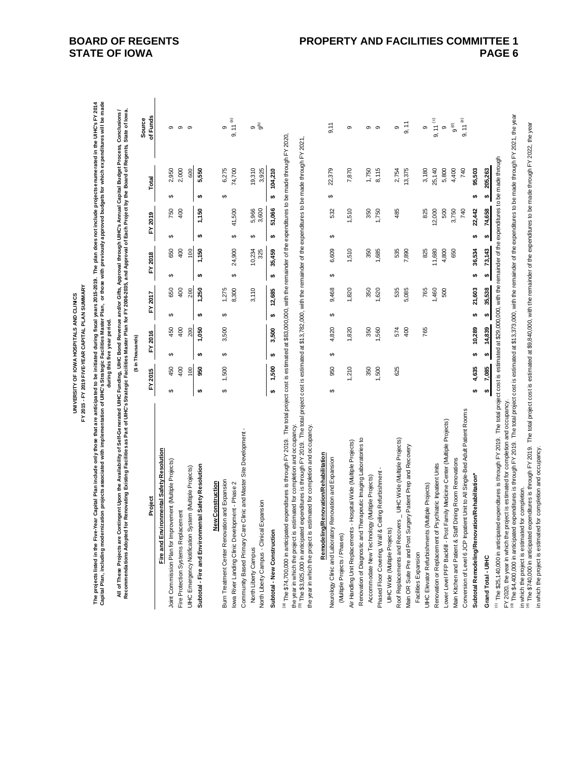**UNIVERSITY OF IOWA HOSPITALS AND CLINICS**
**FY 2015 - FY 2019 FIVE-YEAR CAPITAL PLAN SUMMARY**

**The projects listed in the Five-Year Capital Plan include only those that are anticipated to be initiated during fiscal years 2015-2019. The plan does not include projects enumerated in the UIHC's FY 2014 Capital Plan, including modernization projects associated with implementation of UIHC's Strategic Facilities Master Plan, or those with previously approved budgets for which expenditures will be made during this five year period.**

**All of These Projects are Contingent Upon the Availability of Self-Generated UIHC Funding, UIHC Bond Revenue and/or Gifts, Approval through UIHC's Annual Capital Budget Process, Conclusions / Recommendations Adopted for Renovating Existing Facilities as Part of UIHC's Strategic Facilities Master Plan for FY 2006-2035, and Approval of Each Project by the Board of Regents, State of Iowa.**

($ in Thousands)

| Project | FY 2015 | FY 2016 | FY 2017 | FY 2018 | FY 2019 | Total | Source of Funds |
|---|---|---|---|---|---|---|---|
| **Fire and Environmental Safety Resolution** | | | | | | | |
| Joint Commission Plan for Improvement (Multiple Projects) | $ 450 | $ 450 | $ 650 | $ 650 | $ 750 | $ 2,950 | 9 |
| Fire Protection Systems Replacement | 400 | 400 | 400 | 400 | 400 | 2,000 | 9 |
| UIHC Emergency Notification System (Multiple Projects) | 100 | 200 | 200 | 100 | | 600 | 9 |
| **Subtotal - Fire and Environmental Safety Resolution** | **$ 950** | **$ 1,050** | **$ 1,250** | **$ 1,150** | **$ 1,150** | **$ 5,550** | |
| **New Construction** | | | | | | | |
| Burn Treatment Center Renovation and Expansion | $ 1,500 | $ 3,500 | $ 1,275 | | | $ 6,275 | 9 |
| Iowa River Landing Clinic Development - Phase 2 | | | 8,300 | $ 24,900 | $ 41,500 | 74,700 | 9, 11 [a] |
| Community Based Primary Care Clinic and Master Site Development - North Liberty Campus | | | 3,110 | 10,234 | $ 5,966 | 19,310 | 9 |
| North Liberty Campus - Clinical Expansion | | | | 325 | 3,600 | 3,925 | 9[b] |
| **Subtotal - New Construction** | **$ 1,500** | **$ 3,500** | **$ 12,685** | **$ 35,459** | **$ 51,066** | **$ 104,210** | |
| **Remodeling/Renovation/Rehabilitation** | | | | | | | |
| Neurology Clinic and Laboratory Renovation and Expansion (Multiple Projects / Phases) | $ 950 | $ 4,820 | $ 9,468 | $ 6,609 | $ 532 | $ 22,379 | 9,11 |
| Air Handling Unit Replacements - Hospital Wide (Multiple Projects) | 1,210 | 1,820 | 1,820 | 1,510 | 1,510 | 7,870 | 9 |
| Renovation of Diagnostic and Therapeutic Imaging Laboratories to Accommodate New Technology (Multiple Projects) | 350 | 350 | 350 | 350 | 350 | 1,750 | 9 |
| Phased Floor Covering, Wall & Ceiling Refurbishment - UIHC Wide (Multiple Projects) | 1,500 | 1,560 | 1,620 | 1,685 | 1,750 | 8,115 | 9 |
| Roof Replacements and Recovers _ UIHC Wide (Multiple Projects) | 625 | 574 | 535 | 535 | 485 | 2,754 | 9 |
| Main OR Suite Pre and Post Surgery Patient Prep and Recovery Facilities Expansion | | 400 | 5,085 | 7,890 | | 13,375 | 9, 11 |
| UIHC Elevator Refurbishments (Multiple Projects) | | 765 | 765 | 825 | 825 | 3,180 | 9 |
| Renovation or Replacement of Psychiatric Inpatient Units | | | 1,460 | 11,680 | 12,000 | 25,140 | 9, 11 [c] |
| Lower Level PFP Backfill - Post Family Medicine Center (Multiple Projects) | | | 500 | 4,800 | 500 | 5,800 | 9 |
| Main Kitchen and Patient & Staff Dining Room Renovations | | | | 650 | 3,750 | 4,400 | 9 [d] |
| Conversion of Level 6 JCP Inpatient Unit to All Single-Bed Adult Patient Rooms | | | | | 740 | 740 | 9, 11 [e] |
| **Subtotal Remodeling/Renovation/Rehabilitation*** | **$ 4,635** | **$ 10,289** | **$ 21,603** | **$ 36,534** | **$ 22,442** | **$ 95,503** | |
| **Grand Total - UIHC** | **$ 7,085** | **$ 14,839** | **$ 35,538** | **$ 73,143** | **$ 74,658** | **$ 205,263** | |

[a] The $74,700,000 in anticipated expenditures is through FY 2019. The total project cost is estimated at $83,000,000, with the remainder of the expenditures to be made through FY 2020, the year in which the project is estimated for completion and occupancy.
[b] The $3,925,000 in anticipated expenditures is through FY 2019. The total project cost is estimated at $13,782,000, with the remainder of the expenditures to be made through FY 2021, the year in which the project is estimated for completion and occupancy.

[c] The $25,140,000 in anticipated expenditures is through FY 2019. The total project cost is estimated at $29,000,000, with the remainder of the expenditures to be made through FY 2020, the year in which the project is estimated for completion and occupancy.
[d] The $4,400,000 in anticipated expenditures is through FY 2019. The total project cost is estimated at $13,373,000, with the remainder of the expenditures to be made through FY 2021, the year in which the project is estimated for completion.
[e] The $740,000 in anticipated expenditures is through FY 2019. The total project cost is estimated at $9,840,000, with the remainder of the expenditures to be made through FY 2022, the year in which the project is estimated for completion and occupancy.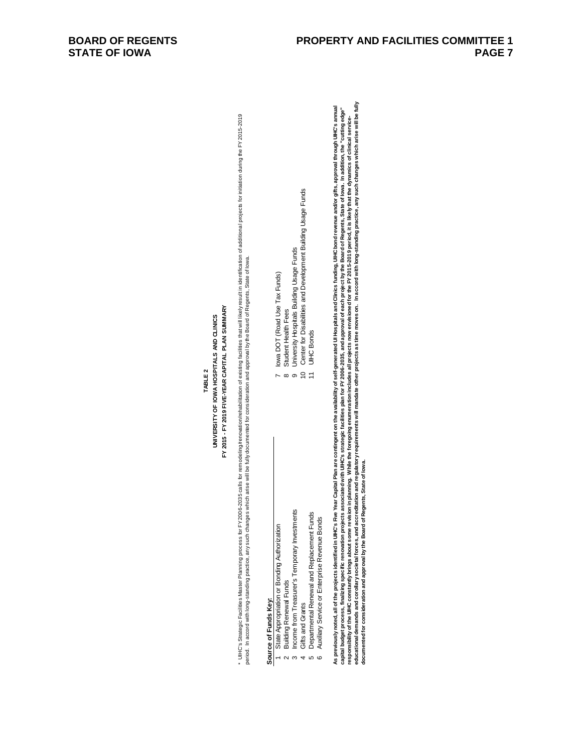**TABLE 2**
**UNIVERSITY OF IOWA HOSPITALS AND CLINICS**
**FY 2015 - FY 2019 FIVE-YEAR CAPITAL PLAN SUMMARY**

* UIHC's Strategic Facilities Master Planning process for FY2006-2035 calls for remodeling/renovation/rehabilitation of existing facilities that will likely result in identification of additional projects for initiation during the FY 2015-2019 period. In accord with long-standing practice, any such changes which arise will be fully documented for consideration and approval by the Board of Regents, State of Iowa.

**Source of Funds Key:**

1. State Appropriation or Bonding Authorization
2. Building Renewal Funds
3. Income from Treasurer's Temporary Investments
4. Gifts and Grants
5. Departmental Renewal and Replacement Funds
6. Auxiliary Service or Enterprise Revenue Bonds
7. Iowa DOT (Road Use Tax Funds)
8. Student Health Fees
9. University Hospitals Building Usage Funds
10. Center for Disabilities and Development Building Usage Funds
11. UIHC Bonds

**As previously noted, all of the projects identified in UIHC's Five Year Capital Plan are contingent on the availability of self-generated UI Hospitals and Clinics funding, UIHC bond revenue and/or gifts, approval through UIHC's annual capital budget process, finalizing specific renovation projects associated with UIHC's strategic facilities plan for FY 2006-2035, and approval of each project by the Board of Regents, State of Iowa. In addition, the "cutting edge" responsibility of the UIHC constantly brings about some revision in planning. While the foregoing enumeration includes all projects now envisioned for the FY 2015-2019 period, it is likely that the dynamics of clinical service-educational demands and corollary societal forces, and accreditation and regulatory requirements will mandate other projects as time moves on. In accord with long-standing practice, any such changes which arise will be fully documented for consideration and approval by the Board of Regents, State of Iowa.**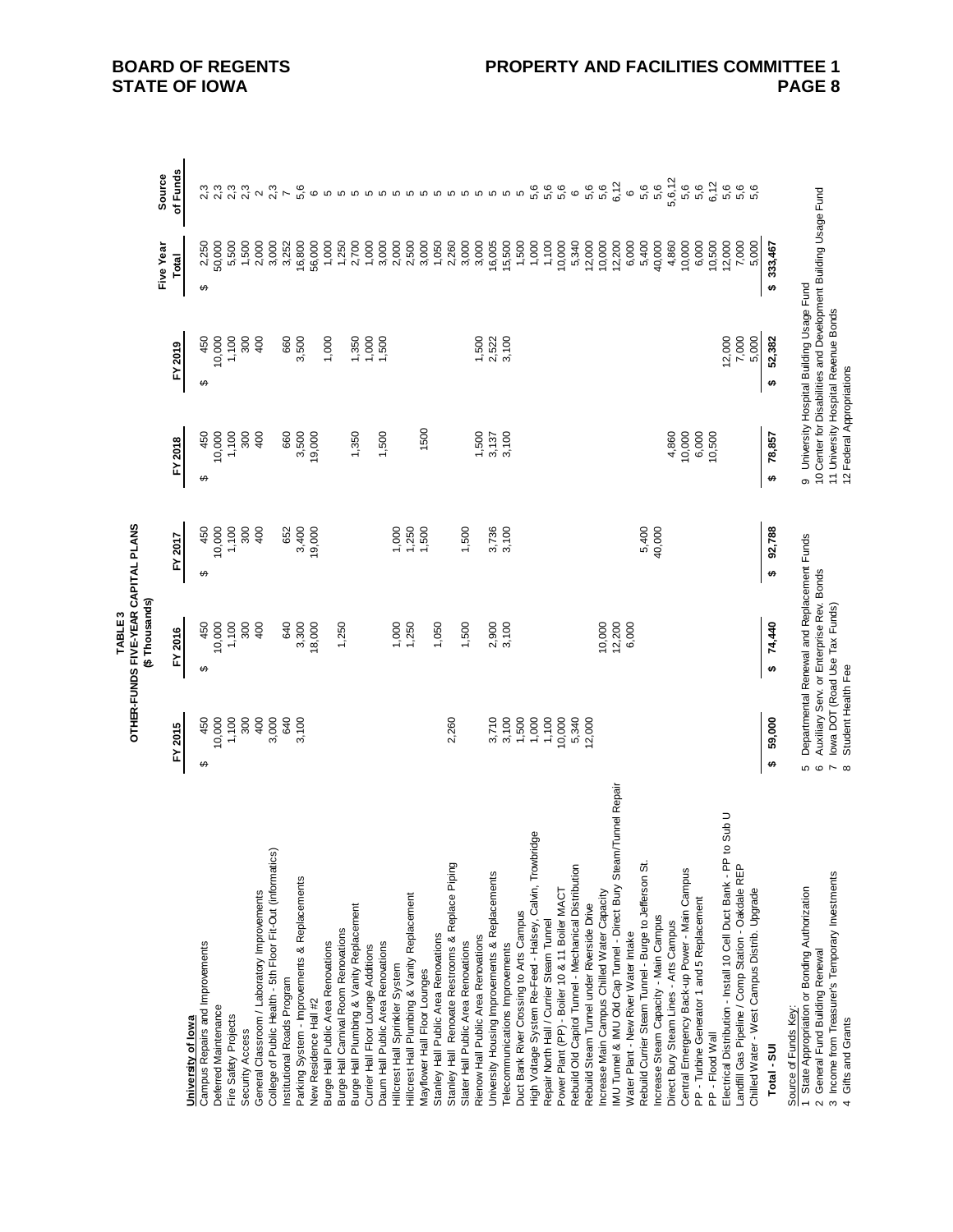**TABLE 3**
**OTHER-FUNDS FIVE-YEAR CAPITAL PLANS**
**($ Thousands)**

| University of Iowa | FY 2015 | FY 2016 | FY 2017 | FY 2018 | FY 2019 | Five Year Total | Source of Funds |
|---|---|---|---|---|---|---|---|
| Campus Repairs and Improvements | $ 450 | $ 450 | $ 450 | $ 450 | $ 450 | $ 2,250 | 2,3 |
| Deferred Maintenance | 10,000 | 10,000 | 10,000 | 10,000 | 10,000 | 50,000 | 2,3 |
| Fire Safety Projects | 1,100 | 1,100 | 1,100 | 1,100 | 1,100 | 5,500 | 2,3 |
| Security Access | 300 | 300 | 300 | 300 | 300 | 1,500 | 2,3 |
| General Classroom / Laboratory Improvements | 400 | 400 | 400 | 400 | 400 | 2,000 | 2 |
| College of Public Health - 5th Floor Fit-Out (informatics) | 3,000 | | | | | 3,000 | 2,3 |
| Institutional Roads Program | 640 | 640 | 652 | 660 | 660 | 3,252 | 7 |
| Parking System - Improvements & Replacements | 3,100 | 3,300 | 3,400 | 3,500 | 3,500 | 16,800 | 5,6 |
| New Residence Hall #2 | | 18,000 | 19,000 | 19,000 | | 56,000 | 6 |
| Burge Hall Public Area Renovations | | | | | 1,000 | 1,000 | 5 |
| Burge Hall Carnival Room Renovations | | 1,250 | | | | 1,250 | 5 |
| Burge Hall Plumbing & Vanity Replacement | | | | 1,350 | 1,350 | 2,700 | 5 |
| Currier Hall Floor Lounge Additions | | | | | 1,000 | 1,000 | 5 |
| Daum Hall Public Area Renovations | | | | 1,500 | 1,500 | 3,000 | 5 |
| Hillcrest Hall Sprinkler System | | 1,000 | 1,000 | | | 2,000 | 5 |
| Hillcrest Hall Plumbing & Vanity Replacement | | 1,250 | 1,250 | | | 2,500 | 5 |
| Mayflower Hall Floor Lounges | | | 1,500 | 1500 | | 3,000 | 5 |
| Stanley Hall Public Area Renovations | | 1,050 | | | | 1,050 | 5 |
| Stanley Hall Renovate Restrooms & Replace Piping | 2,260 | | | | | 2,260 | 5 |
| Slater Hall Public Area Renovations | | 1,500 | 1,500 | | | 3,000 | 5 |
| Rienow Hall Public Area Renovations | | | | 1,500 | 1,500 | 3,000 | 5 |
| University Housing Improvements & Replacements | 3,710 | 2,900 | 3,736 | 3,137 | 2,522 | 16,005 | 5 |
| Telecommunications Improvements | 3,100 | 3,100 | 3,100 | 3,100 | 3,100 | 15,500 | 5 |
| Duct Bank River Crossing to Arts Campus | 1,500 | | | | | 1,500 | 5 |
| High Voltage System Re-Feed - Halsey, Calvin, Trowbridge | 1,000 | | | | | 1,000 | 5,6 |
| Repair North Hall / Currier Steam Tunnel | 1,100 | | | | | 1,100 | 5,6 |
| Power Plant (PP) - Boiler 10 & 11 Boiler MACT | 10,000 | | | | | 10,000 | 5,6 |
| Rebuild Old Capitol Tunnel - Mechanical Distribution | 5,340 | | | | | 5,340 | 6 |
| Rebuild Steam Tunnel under Riverside Drive | 12,000 | | | | | 12,000 | 5,6 |
| Increase Main Campus Chilled Water Capacity | | 10,000 | | | | 10,000 | 5,6 |
| IMU Tunnel & IMU Old Cap Tunnel - Direct Bury Steam/Tunnel Repair | | 12,200 | | | | 12,200 | 6,12 |
| Water Plant - New River Water Intake | | 6,000 | | | | 6,000 | 6 |
| Rebuild Currier Steam Tunnel - Burge to Jefferson St. | | | 5,400 | | | 5,400 | 5,6 |
| Increase Steam Capacity - Main Campus | | | 40,000 | | | 40,000 | 5,6 |
| Direct Bury Steam Lines - Arts Campus | | | | 4,860 | | 4,860 | 5,6,12 |
| Central Emergency Back-up Power - Main Campus | | | | 10,000 | | 10,000 | 5,6 |
| PP - Turbine Generator 1 and 5 Replacement | | | | 6,000 | | 6,000 | 5,6 |
| PP - Flood Wall | | | | 10,500 | | 10,500 | 6,12 |
| Electrical Distribution - Install 10 Cell Duct Bank - PP to Sub U | | | | | 12,000 | 12,000 | 5,6 |
| Landfill Gas Pipeline / Comp Station - Oakdale REP | | | | | 7,000 | 7,000 | 5,6 |
| Chilled Water - West Campus Distrib. Upgrade | | | | | 5,000 | 5,000 | 5,6 |
| **Total - SUI** | **$ 59,000** | **$ 74,440** | **$ 92,788** | **$ 78,857** | **$ 52,382** | **$ 333,467** | |

Source of Funds Key:

1 State Appropriation or Bonding Authorization
2 General Fund Building Renewal
3 Income from Treasurer's Temporary Investments
4 Gifts and Grants
5 Departmental Renewal and Replacement Funds
6 Auxiliary Serv. or Enterprise Rev. Bonds
7 Iowa DOT (Road Use Tax Funds)
8 Student Health Fee
9 University Hospital Building Usage Fund
10 Center for Disabilities and Development Building Usage Fund
11 University Hospital Revenue Bonds
12 Federal Appropriations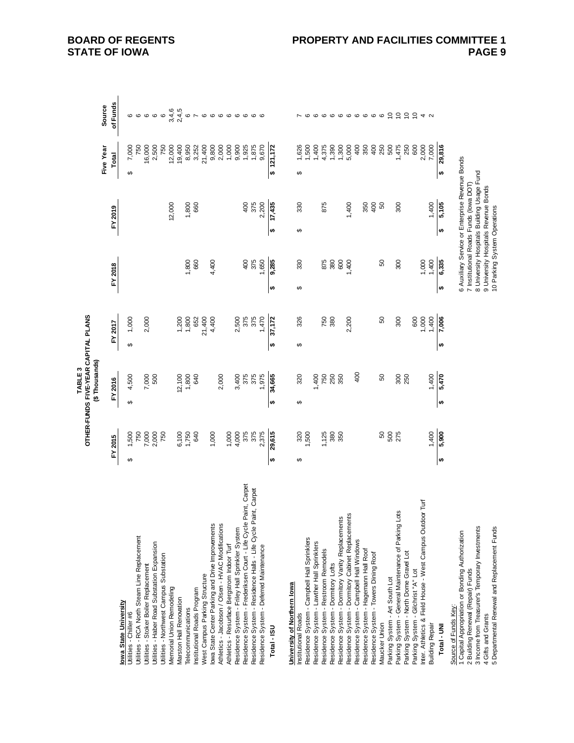**TABLE 3**
**OTHER-FUNDS FIVE-YEAR CAPITAL PLANS**
**($ Thousands)**

| | FY 2015 | FY 2016 | FY 2017 | FY 2018 | FY 2019 | Five Year Total | Source of Funds |
|---|---|---|---|---|---|---|---|
| **Iowa State University** | | | | | | | |
| Utilities - Chiller #6 | $ 1,500 | $ 4,500 | $ 1,000 | | | $ 7,000 | 6 |
| Utilities - RCA North Steam Line Replacement | 750 | | | | | 750 | 6 |
| Utilities - Stoker Boiler Replacement | 7,000 | 7,000 | 2,000 | | | 16,000 | 6 |
| Utilities - Haber Road Substation Expansion | 2,000 | 500 | | | | 2,500 | 6 |
| Utilities - Northwest Campus Substation | 750 | | | | | 750 | 6 |
| Memorial Union Remodeling | | | | | 12,000 | 12,000 | 3,4,6 |
| Marston Hall Renovation | 6,100 | 12,100 | 1,200 | | | 19,400 | 2,4,5 |
| Telecommunications | 1,750 | 1,800 | 1,800 | 1,800 | 1,800 | 8,950 | 6 |
| Institutional Roads Program | 640 | 640 | 652 | 660 | 660 | 3,252 | 7 |
| West Campus Parking Structure | | | 21,400 | | | 21,400 | 6 |
| Iowa State Center Parking and Drive Improvements | 1,000 | | 4,400 | 4,400 | | 9,800 | 6 |
| Athletics - Jacobson / Olsen - HVAC Modifications | | 2,000 | | | | 2,000 | 6 |
| Athletics - Resurface Bergstrom Indoor Turf | 1,000 | | | | | 1,000 | 6 |
| Residence System - Friley Hall Sprinkler System | 4,000 | 3,400 | 2,500 | | | 9,900 | 6 |
| Residence System - Frederiksen Court - Life Cycle Paint, Carpet | 375 | 375 | 375 | 400 | 400 | 1,925 | 6 |
| Residence System - Residence Halls - Life Cycle Paint, Carpet | 375 | 375 | 375 | 375 | 375 | 1,875 | 6 |
| Residence System - Deferred Maintenance | 2,375 | 1,975 | 1,470 | 1,650 | 2,200 | 9,670 | 6 |
| **Total - ISU** | **$ 29,615** | **$ 34,665** | **$ 37,172** | **$ 9,285** | **$ 17,435** | **$ 121,172** | |
| **University of Northern Iowa** | | | | | | | |
| Institutional Roads | $ 320 | $ 320 | $ 326 | $ 330 | $ 330 | $ 1,626 | 7 |
| Residence System - Campbell Hall Sprinklers | 1,500 | | | | | 1,500 | 6 |
| Residence System - Lawther Hall Sprinklers | | 1,400 | | | | 1,400 | 6 |
| Residence System - Restroom Remodels | 1,125 | 750 | 750 | 875 | 875 | 4,375 | 6 |
| Residence System - Dormitory Lofts | 380 | 250 | 380 | 380 | | 1,390 | 6 |
| Residence System - Dormitory Vanity Replacements | 350 | 350 | | 600 | | 1,300 | 6 |
| Residence System - Dormitory Cabinet Replacements | | | 2,200 | 1,400 | 1,400 | 5,000 | 6 |
| Residence System - Campbell Hall Windows | | 400 | | | | 400 | 6 |
| Residence System - Hagemann Hall Roof | | | | | 350 | 350 | 6 |
| Residence System - Towers Dining Roof | | | | | 400 | 400 | 6 |
| Maucker Union | 50 | 50 | 50 | 50 | 50 | 250 | 6 |
| Parking System - Art South Lot | 500 | | | | | 500 | 10 |
| Parking System - General Maintenance of Parking Lots | 275 | 300 | 300 | 300 | 300 | 1,475 | 10 |
| Parking System - North Dome Gravel Lot | | 250 | | | | 250 | 10 |
| Parking System - Gilchrist "A" Lot | | | 600 | | | 600 | 10 |
| Inter. Athletics & Field House - West Campus Outdoor Turf | | | 1,000 | 1,000 | | 2,000 | 4 |
| Building Repair | 1,400 | 1,400 | 1,400 | 1,400 | 1,400 | 7,000 | 2 |
| **Total - UNI** | **$ 5,900** | **$ 5,470** | **$ 7,006** | **$ 6,335** | **$ 5,105** | **$ 29,816** | |

Source of Funds Key:
1 Capital Appropriation or Bonding Authorization
2 Building Renewal (Repair) Funds
3 Income from Treasurer's Temporary Investments
4 Gifts and Grants
5 Departmental Renewal and Replacement Funds
6 Auxiliary Service or Enterprise Revenue Bonds
7 Institutional Roads Funds (Iowa DOT)
8 University Hospitals Building Usage Fund
9 University Hospitals Revenue Bonds
10 Parking System Operations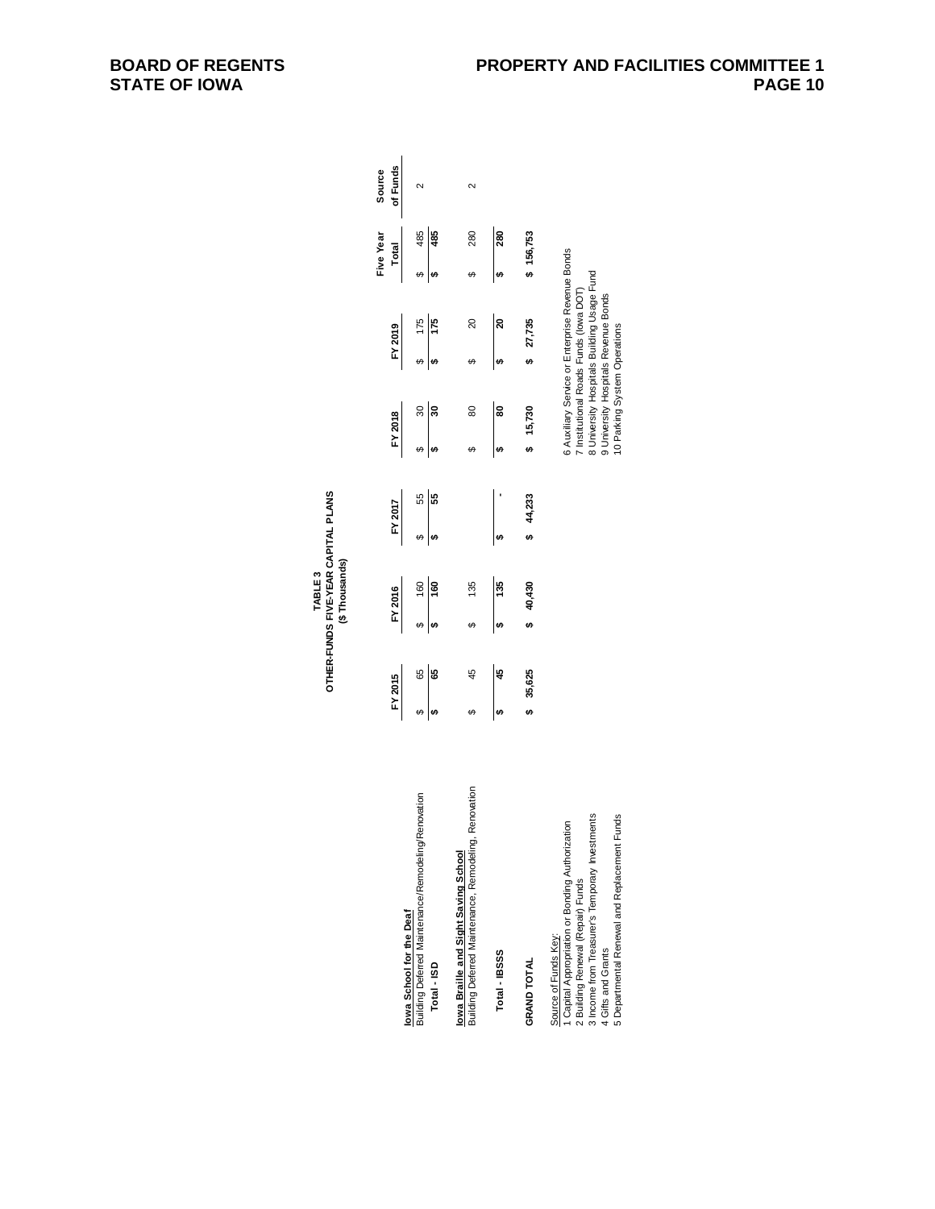**TABLE 3**
**OTHER-FUNDS FIVE-YEAR CAPITAL PLANS**
**($ Thousands)**

| | FY 2015 | FY 2016 | FY 2017 | FY 2018 | FY 2019 | Five Year Total | Source of Funds |
|---|---|---|---|---|---|---|---|
| **Iowa School for the Deaf** | | | | | | | |
| Building Deferred Maintenance/Remodeling/Renovation | $ 65 | $ 160 | $ 55 | $ 30 | $ 175 | $ 485 | 2 |
| **Total - ISD** | **$ 65** | **$ 160** | **$ 55** | **$ 30** | **$ 175** | **$ 485** | |
| **Iowa Braille and Sight Saving School** | | | | | | | |
| Building Deferred Maintenance, Remodeling, Renovation | $ 45 | $ 135 | | $ 80 | $ 20 | $ 280 | 2 |
| **Total - IBSSS** | **$ 45** | **$ 135** | **$ -** | **$ 80** | **$ 20** | **$ 280** | |
| **GRAND TOTAL** | **$ 35,625** | **$ 40,430** | **$ 44,233** | **$ 15,730** | **$ 27,735** | **$ 156,753** | |

Source of Funds Key:
1 Capital Appropriation or Bonding Authorization
2 Building Renewal (Repair) Funds
3 Income from Treasurer's Temporary Investments
4 Gifts and Grants
5 Departmental Renewal and Replacement Funds
6 Auxiliary Service or Enterprise Revenue Bonds
7 Institutional Roads Funds (Iowa DOT)
8 University Hospitals Building Usage Fund
9 University Hospitals Revenue Bonds
10 Parking System Operations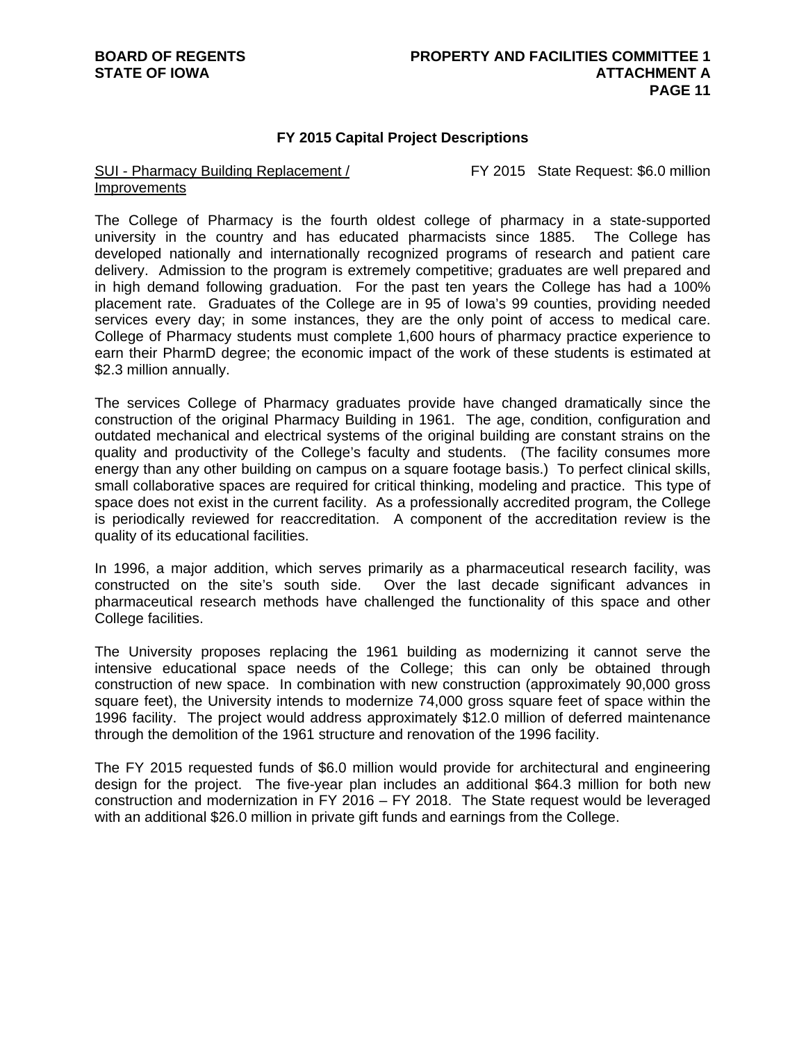**FY 2015 Capital Project Descriptions**

<u>SUI - Pharmacy Building Replacement / Improvements</u> FY 2015 State Request: $6.0 million

The College of Pharmacy is the fourth oldest college of pharmacy in a state-supported university in the country and has educated pharmacists since 1885. The College has developed nationally and internationally recognized programs of research and patient care delivery. Admission to the program is extremely competitive; graduates are well prepared and in high demand following graduation. For the past ten years the College has had a 100% placement rate. Graduates of the College are in 95 of Iowa's 99 counties, providing needed services every day; in some instances, they are the only point of access to medical care. College of Pharmacy students must complete 1,600 hours of pharmacy practice experience to earn their PharmD degree; the economic impact of the work of these students is estimated at $2.3 million annually.

The services College of Pharmacy graduates provide have changed dramatically since the construction of the original Pharmacy Building in 1961. The age, condition, configuration and outdated mechanical and electrical systems of the original building are constant strains on the quality and productivity of the College's faculty and students. (The facility consumes more energy than any other building on campus on a square footage basis.) To perfect clinical skills, small collaborative spaces are required for critical thinking, modeling and practice. This type of space does not exist in the current facility. As a professionally accredited program, the College is periodically reviewed for reaccreditation. A component of the accreditation review is the quality of its educational facilities.

In 1996, a major addition, which serves primarily as a pharmaceutical research facility, was constructed on the site's south side. Over the last decade significant advances in pharmaceutical research methods have challenged the functionality of this space and other College facilities.

The University proposes replacing the 1961 building as modernizing it cannot serve the intensive educational space needs of the College; this can only be obtained through construction of new space. In combination with new construction (approximately 90,000 gross square feet), the University intends to modernize 74,000 gross square feet of space within the 1996 facility. The project would address approximately $12.0 million of deferred maintenance through the demolition of the 1961 structure and renovation of the 1996 facility.

The FY 2015 requested funds of $6.0 million would provide for architectural and engineering design for the project. The five-year plan includes an additional $64.3 million for both new construction and modernization in FY 2016 – FY 2018. The State request would be leveraged with an additional $26.0 million in private gift funds and earnings from the College.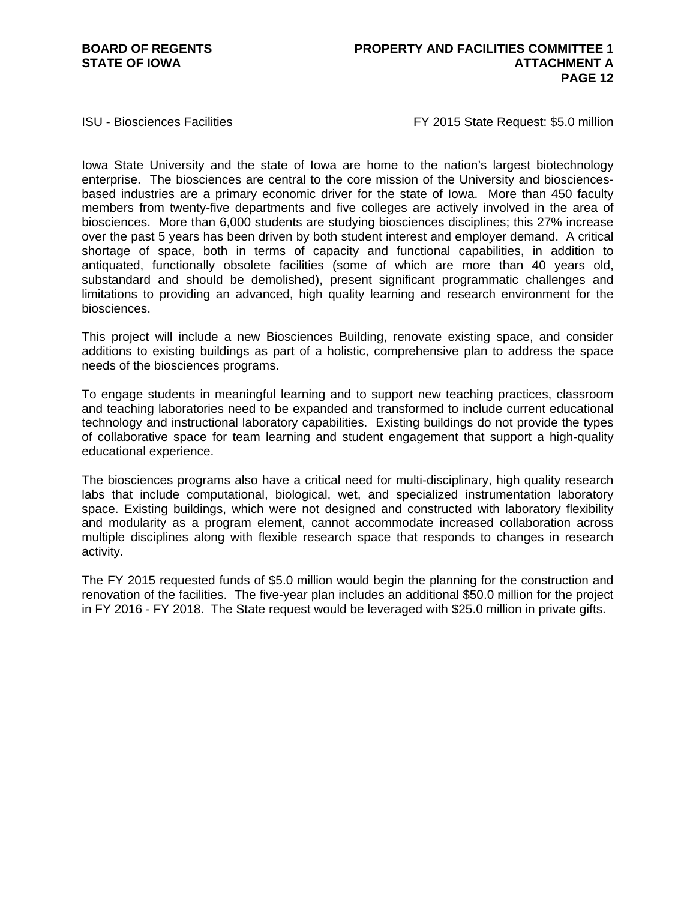ISU - Biosciences Facilities FY 2015 State Request: $5.0 million

Iowa State University and the state of Iowa are home to the nation's largest biotechnology enterprise. The biosciences are central to the core mission of the University and biosciences-based industries are a primary economic driver for the state of Iowa. More than 450 faculty members from twenty-five departments and five colleges are actively involved in the area of biosciences. More than 6,000 students are studying biosciences disciplines; this 27% increase over the past 5 years has been driven by both student interest and employer demand. A critical shortage of space, both in terms of capacity and functional capabilities, in addition to antiquated, functionally obsolete facilities (some of which are more than 40 years old, substandard and should be demolished), present significant programmatic challenges and limitations to providing an advanced, high quality learning and research environment for the biosciences.

This project will include a new Biosciences Building, renovate existing space, and consider additions to existing buildings as part of a holistic, comprehensive plan to address the space needs of the biosciences programs.

To engage students in meaningful learning and to support new teaching practices, classroom and teaching laboratories need to be expanded and transformed to include current educational technology and instructional laboratory capabilities. Existing buildings do not provide the types of collaborative space for team learning and student engagement that support a high-quality educational experience.

The biosciences programs also have a critical need for multi-disciplinary, high quality research labs that include computational, biological, wet, and specialized instrumentation laboratory space. Existing buildings, which were not designed and constructed with laboratory flexibility and modularity as a program element, cannot accommodate increased collaboration across multiple disciplines along with flexible research space that responds to changes in research activity.

The FY 2015 requested funds of $5.0 million would begin the planning for the construction and renovation of the facilities. The five-year plan includes an additional $50.0 million for the project in FY 2016 - FY 2018. The State request would be leveraged with $25.0 million in private gifts.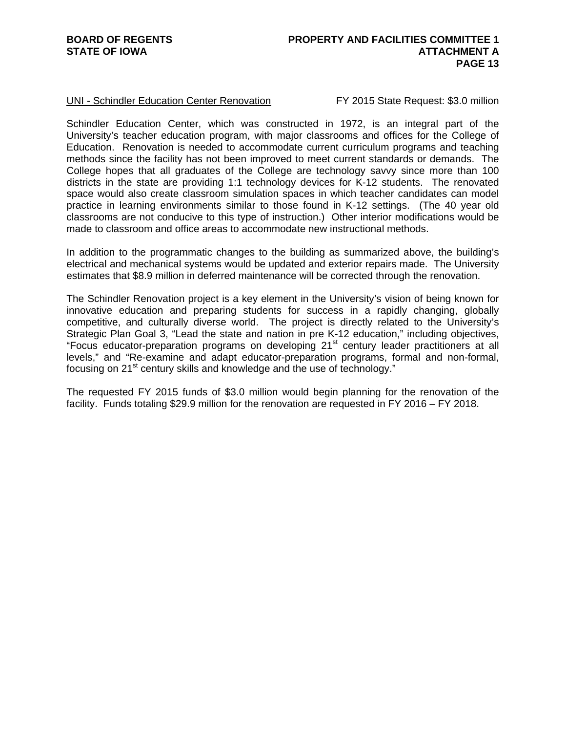UNI - Schindler Education Center Renovation FY 2015 State Request: $3.0 million

Schindler Education Center, which was constructed in 1972, is an integral part of the University's teacher education program, with major classrooms and offices for the College of Education. Renovation is needed to accommodate current curriculum programs and teaching methods since the facility has not been improved to meet current standards or demands. The College hopes that all graduates of the College are technology savvy since more than 100 districts in the state are providing 1:1 technology devices for K-12 students. The renovated space would also create classroom simulation spaces in which teacher candidates can model practice in learning environments similar to those found in K-12 settings. (The 40 year old classrooms are not conducive to this type of instruction.) Other interior modifications would be made to classroom and office areas to accommodate new instructional methods.

In addition to the programmatic changes to the building as summarized above, the building's electrical and mechanical systems would be updated and exterior repairs made. The University estimates that $8.9 million in deferred maintenance will be corrected through the renovation.

The Schindler Renovation project is a key element in the University's vision of being known for innovative education and preparing students for success in a rapidly changing, globally competitive, and culturally diverse world. The project is directly related to the University's Strategic Plan Goal 3, "Lead the state and nation in pre K-12 education," including objectives, "Focus educator-preparation programs on developing 21st century leader practitioners at all levels," and "Re-examine and adapt educator-preparation programs, formal and non-formal, focusing on 21st century skills and knowledge and the use of technology."

The requested FY 2015 funds of $3.0 million would begin planning for the renovation of the facility. Funds totaling $29.9 million for the renovation are requested in FY 2016 – FY 2018.